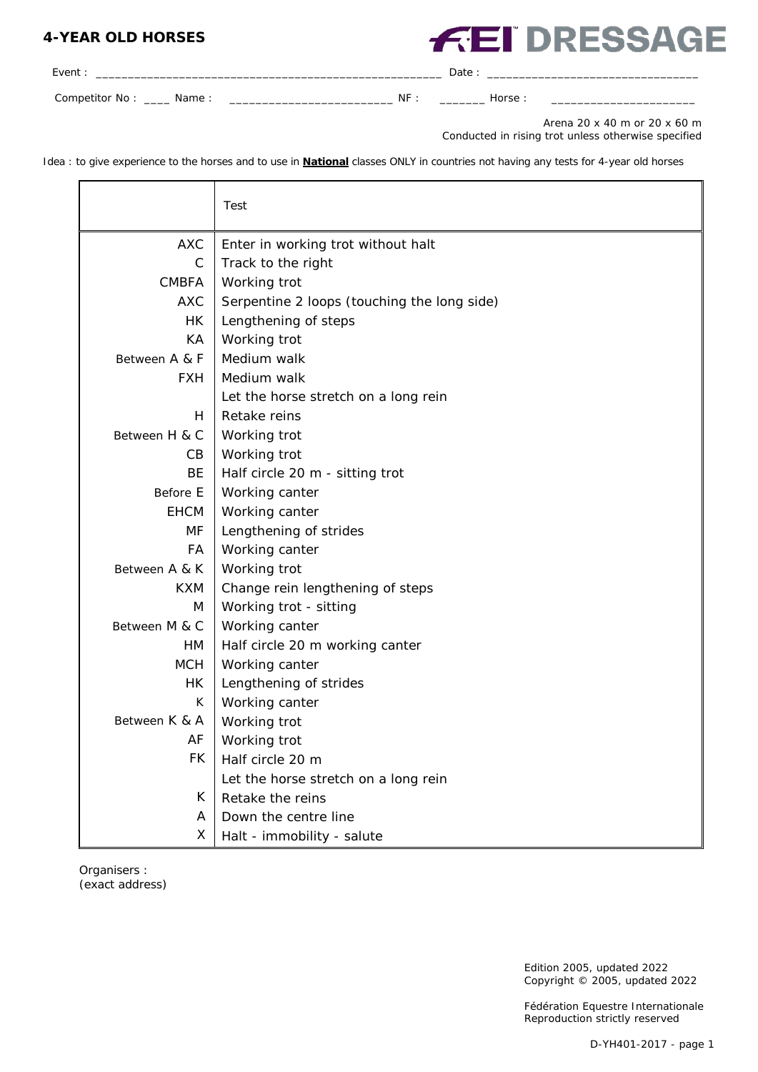# 4-YEAR OLD HORSES

**FEI DRESSAGE**

Event : ____________________________________________________ Date : ________________________________

Competitor No : ____ Name : ________________________ NF : _______ Horse : ______________________

Arena 20 x 40 m or 20 x 60 m
Conducted in rising trot unless otherwise specified

Idea : to give experience to the horses and to use in **National** classes ONLY in countries not having any tests for 4-year old horses

| | Test |
|---|---|
| AXC | Enter in working trot without halt |
| C | Track to the right |
| CMBFA | Working trot |
| AXC | Serpentine 2 loops (touching the long side) |
| HK | Lengthening of steps |
| KA | Working trot |
| Between A & F | Medium walk |
| FXH | Medium walk |
| | Let the horse stretch on a long rein |
| H | Retake reins |
| Between H & C | Working trot |
| CB | Working trot |
| BE | Half circle 20 m - sitting trot |
| Before E | Working canter |
| EHCM | Working canter |
| MF | Lengthening of strides |
| FA | Working canter |
| Between A & K | Working trot |
| KXM | Change rein lengthening of steps |
| M | Working trot - sitting |
| Between M & C | Working canter |
| HM | Half circle 20 m working canter |
| MCH | Working canter |
| HK | Lengthening of strides |
| K | Working canter |
| Between K & A | Working trot |
| AF | Working trot |
| FK | Half circle 20 m |
| | Let the horse stretch on a long rein |
| K | Retake the reins |
| A | Down the centre line |
| X | Halt - immobility - salute |

Organisers :
(exact address)

Edition 2005, updated 2022
Copyright © 2005, updated 2022

Fédération Equestre Internationale
Reproduction strictly reserved

D-YH401-2017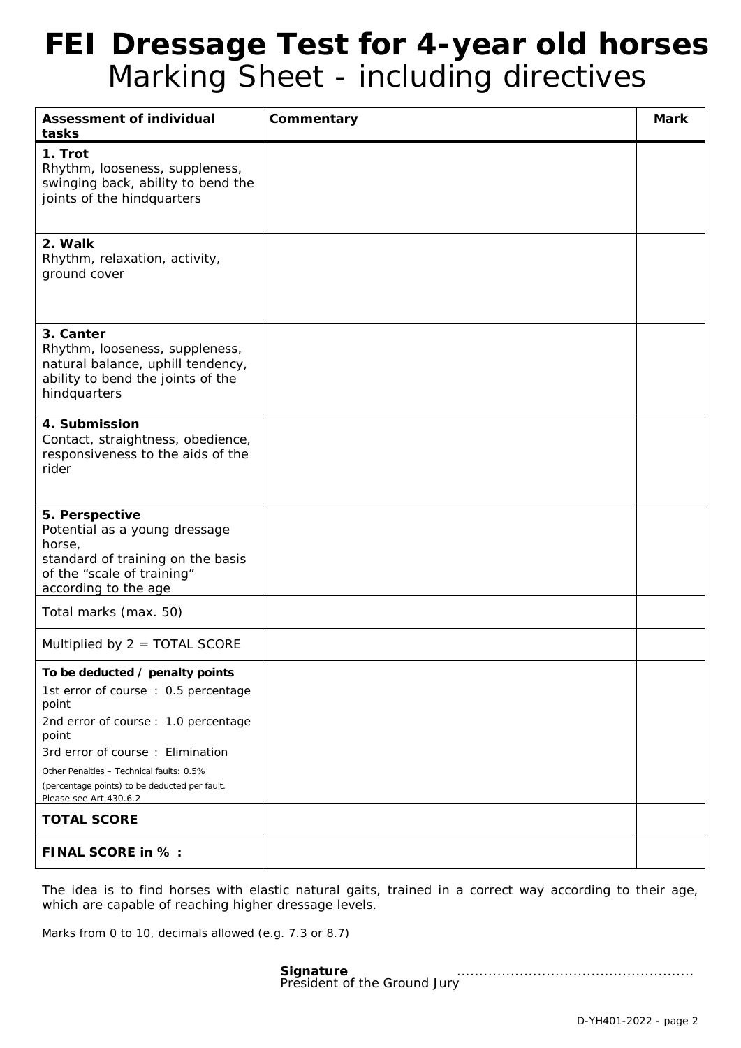# FEI Dressage Test for 4-year old horses

## Marking Sheet - including directives

| Assessment of individual tasks | Commentary | Mark |
|---|---|---|
| **1. Trot**<br>Rhythm, looseness, suppleness, swinging back, ability to bend the joints of the hindquarters | | |
| **2. Walk**<br>Rhythm, relaxation, activity, ground cover | | |
| **3. Canter**<br>Rhythm, looseness, suppleness, natural balance, uphill tendency, ability to bend the joints of the hindquarters | | |
| **4. Submission**<br>Contact, straightness, obedience, responsiveness to the aids of the rider | | |
| **5. Perspective**<br>Potential as a young dressage horse,<br>standard of training on the basis of the "scale of training" according to the age | | |
| Total marks (max. 50) | | |
| Multiplied by 2 = TOTAL SCORE | | |
| **To be deducted / penalty points**<br>1st error of course : 0.5 percentage point<br>2nd error of course : 1.0 percentage point<br>3rd error of course : Elimination<br>Other Penalties – Technical faults: 0.5% (percentage points) to be deducted per fault. Please see Art 430.6.2 | | |
| **TOTAL SCORE** | | |
| **FINAL SCORE in % :** | | |

The idea is to find horses with elastic natural gaits, trained in a correct way according to their age, which are capable of reaching higher dressage levels.

Marks from 0 to 10, decimals allowed (e.g. 7.3 or 8.7)

**Signature** ....................................................
President of the Ground Jury

D-YH401-2022